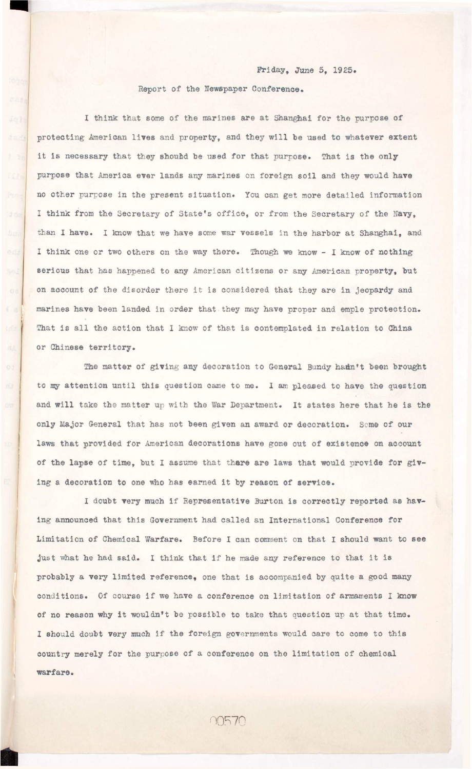Friday, June 5, 1925.

Report of the Newspaper Conference.

I think that some of the marines are at Shanghai for the purpose of protecting American lives and property, and they will be used to whatever extent it is necessary that they shoubd be used for that purpose. That is the only purpose that America ever lands any marines on foreign soil and they would have no other purpose in the present situation. You can get more detailed information I think from the Secretary of State's office, or from the Secretary of the Navy, than I have. I know that we have some war vessels in the harbor at Shanghai, and I think one or two others on the way there. Though we know - I know of nothing serious that has happened to any American citizens or any American property, but on account of the disorder there it is considered that they are in jeopardy and marines have been landed in order that they may have proper and emple protection. That is all the action that I know of that is contemplated in relation to China or Chinese territory.

The matter of giving any decoration to General Bundy hadn't been brought to my attention until this question came to me. I am pleased to have the question and will take the matter up with the War Department. It states here that he is the only Major General that has not been given an award or decoration. Some of our laws that provided for American decorations have gone out of existence on account of the lapse of time, but I assume that there are laws that would provide for giving a decoration to one who has earned it by reason of service.

I doubt very much if Representative Burton is correctly reported as having announced that this Government had called an International Conference for Limitation of Chemical Warfare. Before I can comment on that I should want to see just what he had said. I think that if he made any reference to that it is probably a very limited reference, one that is accompanied by quite a good many conditions. Of course if we have a conference on limitation of armaments I know of no reason why it wouldn't be possible to take that question up at that time. I should doubt very much if the foreign governments would care to come to this country merely for the purpose of a conference on the limitation of chemical warfare.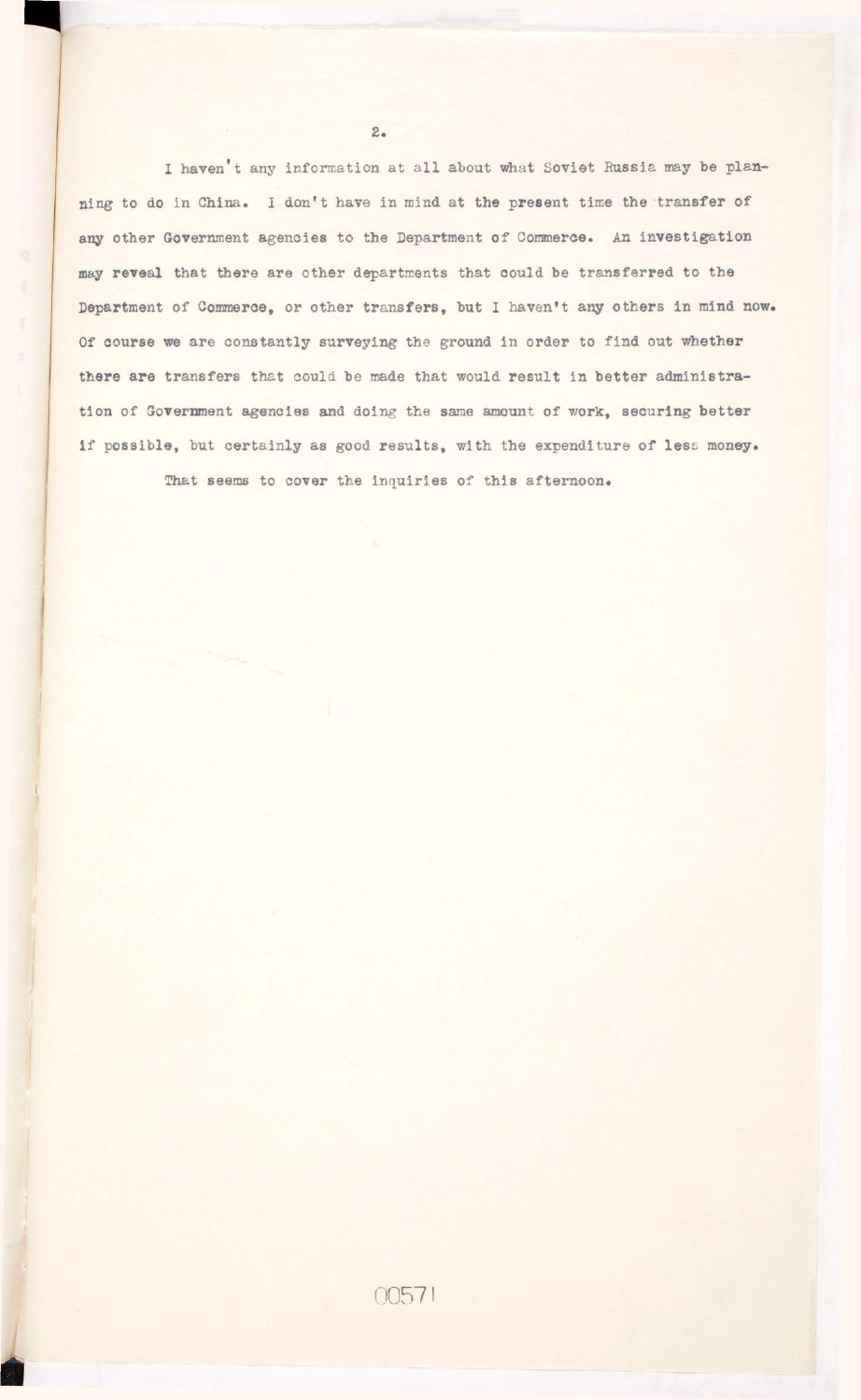I haven't any information at all about what Soviet Russia may be planning to do in China. I don't have in mind at the present time the transfer of any other Government agencies to the Department of Commerce. An investigation may reveal that there are other departments that could be transferred to the Department of Commerce, or other transfers, but I haven't any others in mind now. Of course we are constantly surveying the ground in order to find out whether there are transfers that could be made that would result in better administration of Government agencies and doing the same amount of work, securing better if possible, but certainly as good results, with the expenditure of less money.

That seems to cover the inquiries of this afternoon.